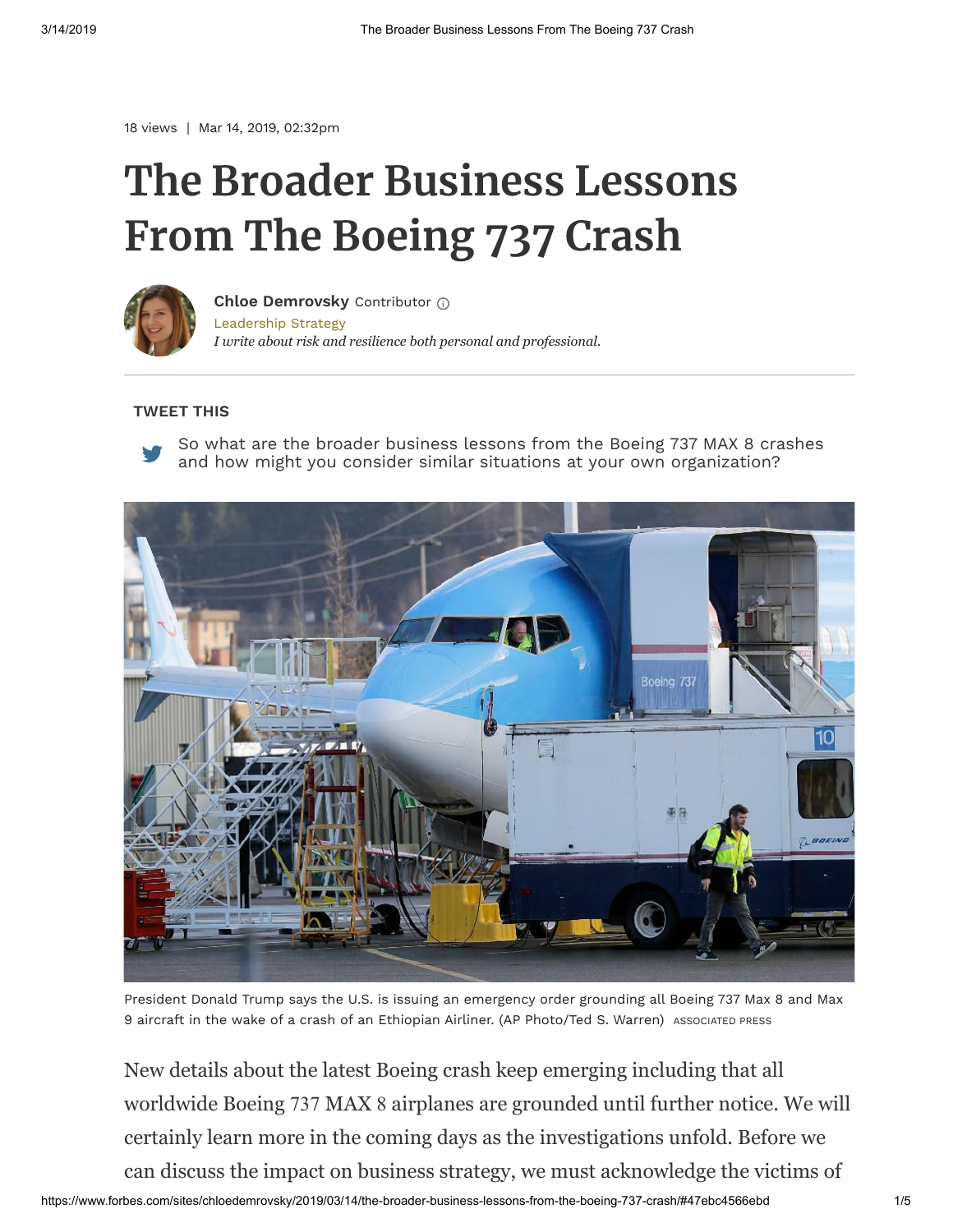18 views | Mar 14, 2019, 02:32pm

# The Broader Business Lessons From The Boeing 737 Crash

**Chloe Demrovsky** Contributor

Leadership Strategy

*I write about risk and resilience both personal and professional.*

**TWEET THIS**

So what are the broader business lessons from the Boeing 737 MAX 8 crashes and how might you consider similar situations at your own organization?

President Donald Trump says the U.S. is issuing an emergency order grounding all Boeing 737 Max 8 and Max 9 aircraft in the wake of a crash of an Ethiopian Airliner. (AP Photo/Ted S. Warren) ASSOCIATED PRESS

New details about the latest Boeing crash keep emerging including that all worldwide Boeing 737 MAX 8 airplanes are grounded until further notice. We will certainly learn more in the coming days as the investigations unfold. Before we can discuss the impact on business strategy, we must acknowledge the victims of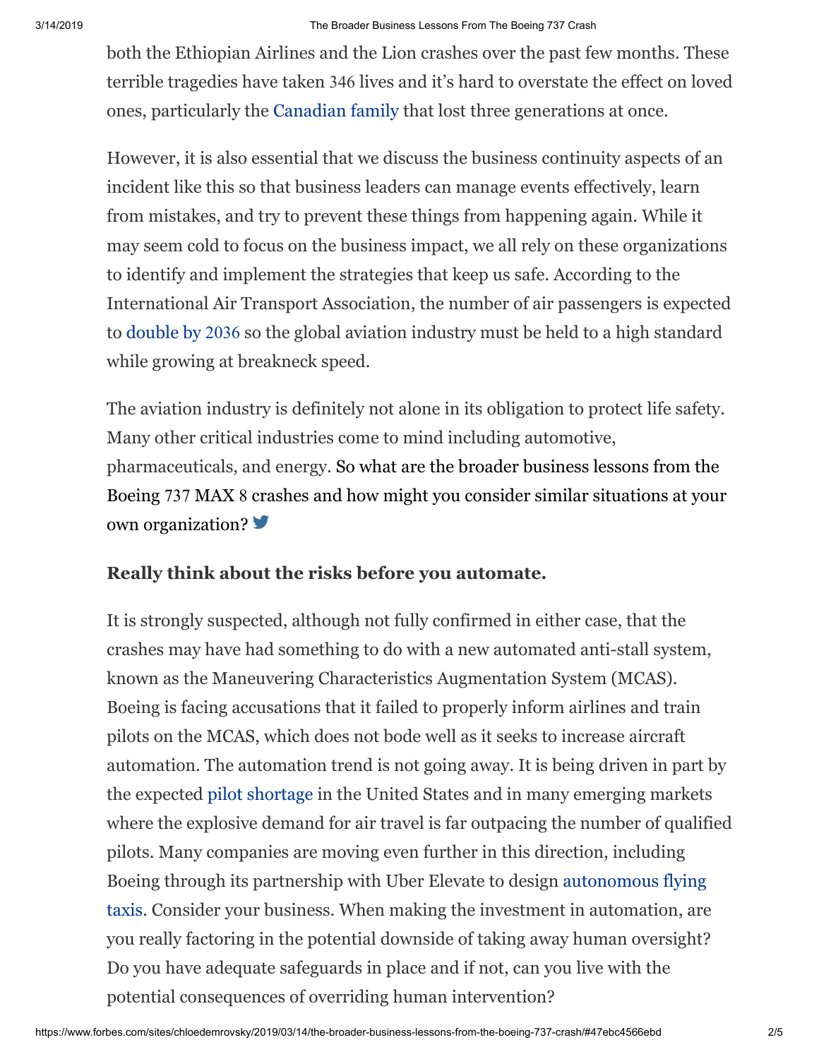both the Ethiopian Airlines and the Lion crashes over the past few months. These terrible tragedies have taken 346 lives and it's hard to overstate the effect on loved ones, particularly the Canadian family that lost three generations at once.

However, it is also essential that we discuss the business continuity aspects of an incident like this so that business leaders can manage events effectively, learn from mistakes, and try to prevent these things from happening again. While it may seem cold to focus on the business impact, we all rely on these organizations to identify and implement the strategies that keep us safe. According to the International Air Transport Association, the number of air passengers is expected to double by 2036 so the global aviation industry must be held to a high standard while growing at breakneck speed.

The aviation industry is definitely not alone in its obligation to protect life safety. Many other critical industries come to mind including automotive, pharmaceuticals, and energy. So what are the broader business lessons from the Boeing 737 MAX 8 crashes and how might you consider similar situations at your own organization?

### Really think about the risks before you automate.

It is strongly suspected, although not fully confirmed in either case, that the crashes may have had something to do with a new automated anti-stall system, known as the Maneuvering Characteristics Augmentation System (MCAS). Boeing is facing accusations that it failed to properly inform airlines and train pilots on the MCAS, which does not bode well as it seeks to increase aircraft automation. The automation trend is not going away. It is being driven in part by the expected pilot shortage in the United States and in many emerging markets where the explosive demand for air travel is far outpacing the number of qualified pilots. Many companies are moving even further in this direction, including Boeing through its partnership with Uber Elevate to design autonomous flying taxis. Consider your business. When making the investment in automation, are you really factoring in the potential downside of taking away human oversight? Do you have adequate safeguards in place and if not, can you live with the potential consequences of overriding human intervention?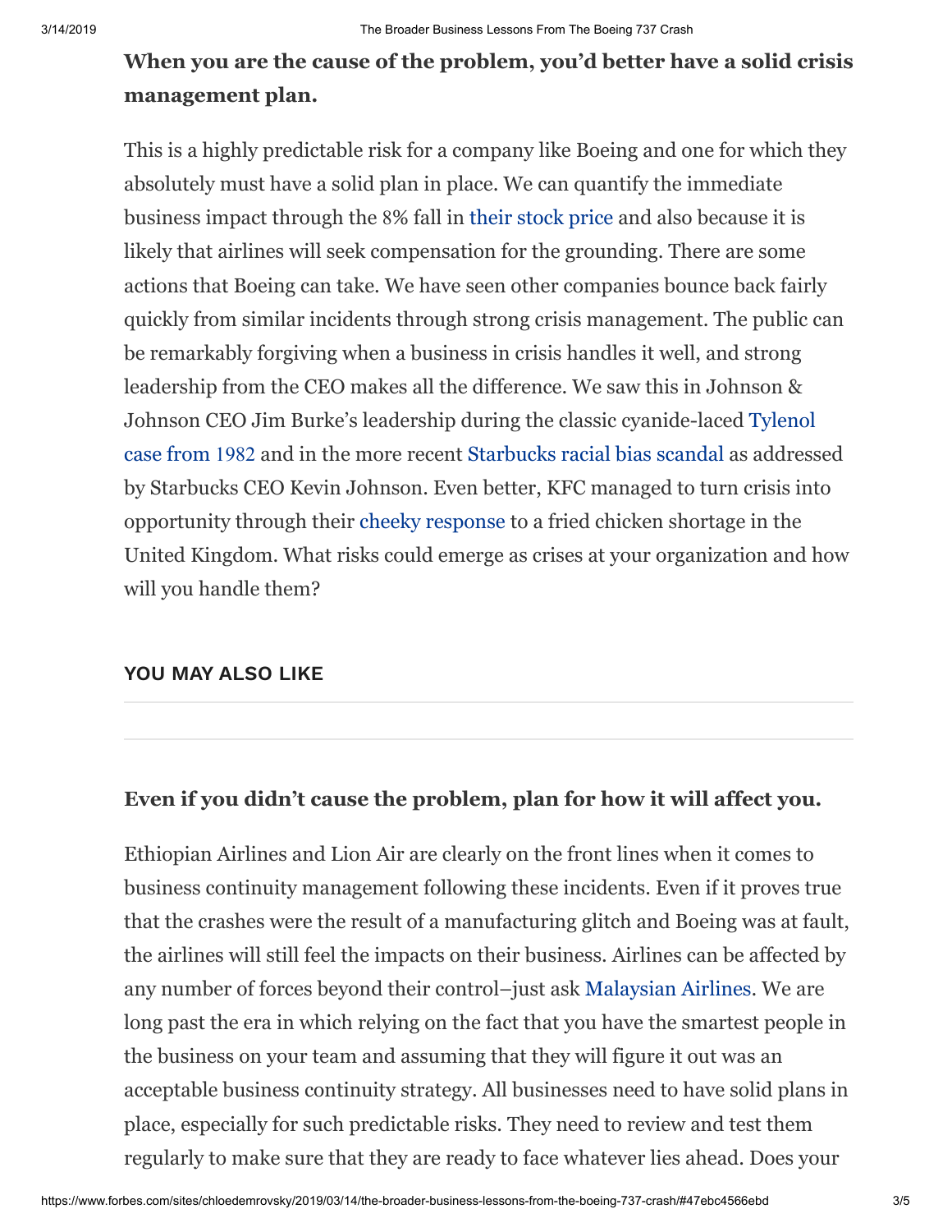**When you are the cause of the problem, you'd better have a solid crisis management plan.**

This is a highly predictable risk for a company like Boeing and one for which they absolutely must have a solid plan in place. We can quantify the immediate business impact through the 8% fall in their stock price and also because it is likely that airlines will seek compensation for the grounding. There are some actions that Boeing can take. We have seen other companies bounce back fairly quickly from similar incidents through strong crisis management. The public can be remarkably forgiving when a business in crisis handles it well, and strong leadership from the CEO makes all the difference. We saw this in Johnson & Johnson CEO Jim Burke's leadership during the classic cyanide-laced Tylenol case from 1982 and in the more recent Starbucks racial bias scandal as addressed by Starbucks CEO Kevin Johnson. Even better, KFC managed to turn crisis into opportunity through their cheeky response to a fried chicken shortage in the United Kingdom. What risks could emerge as crises at your organization and how will you handle them?

YOU MAY ALSO LIKE

**Even if you didn't cause the problem, plan for how it will affect you.**

Ethiopian Airlines and Lion Air are clearly on the front lines when it comes to business continuity management following these incidents. Even if it proves true that the crashes were the result of a manufacturing glitch and Boeing was at fault, the airlines will still feel the impacts on their business. Airlines can be affected by any number of forces beyond their control–just ask Malaysian Airlines. We are long past the era in which relying on the fact that you have the smartest people in the business on your team and assuming that they will figure it out was an acceptable business continuity strategy. All businesses need to have solid plans in place, especially for such predictable risks. They need to review and test them regularly to make sure that they are ready to face whatever lies ahead. Does your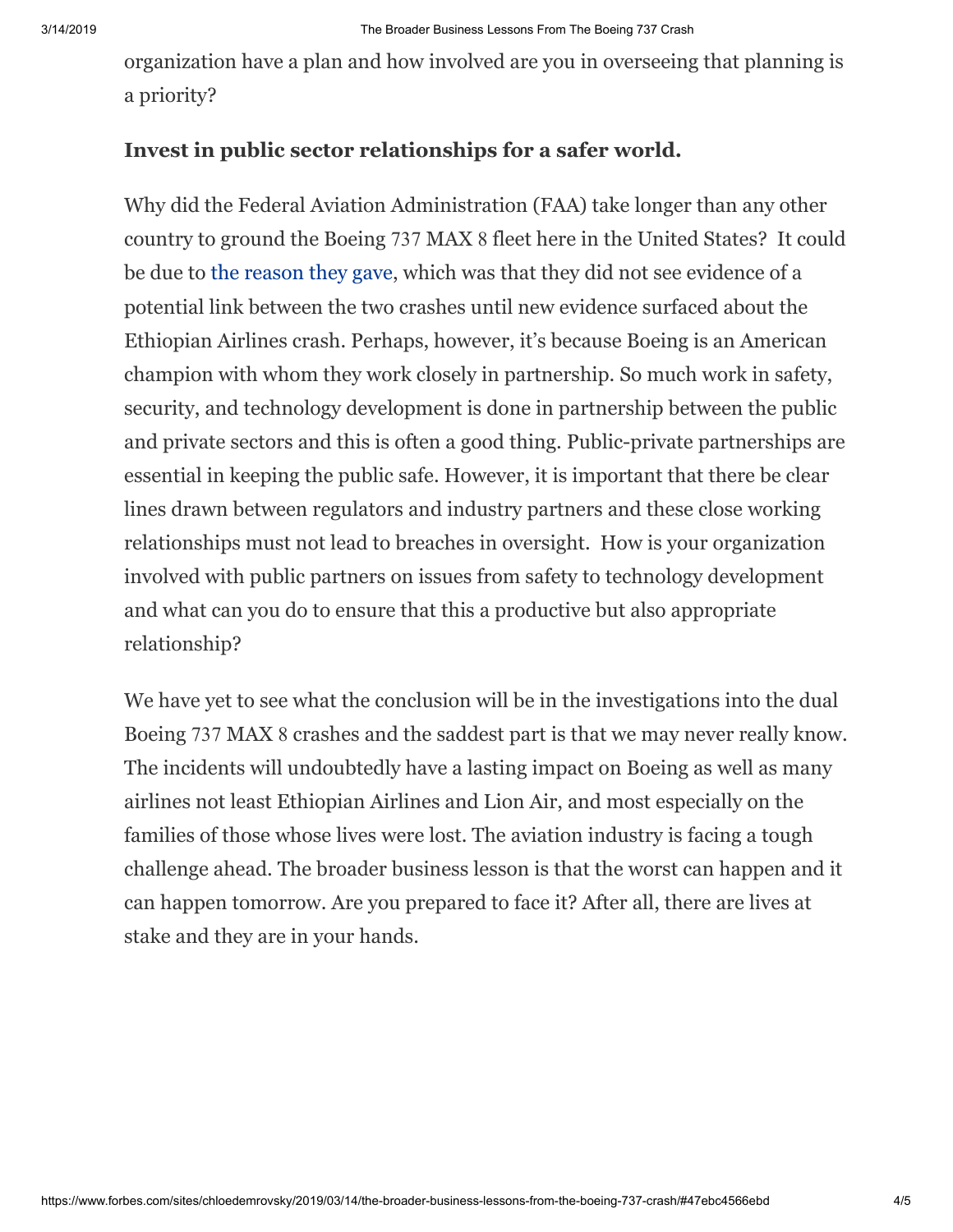organization have a plan and how involved are you in overseeing that planning is a priority?

**Invest in public sector relationships for a safer world.**

Why did the Federal Aviation Administration (FAA) take longer than any other country to ground the Boeing 737 MAX 8 fleet here in the United States? It could be due to the reason they gave, which was that they did not see evidence of a potential link between the two crashes until new evidence surfaced about the Ethiopian Airlines crash. Perhaps, however, it's because Boeing is an American champion with whom they work closely in partnership. So much work in safety, security, and technology development is done in partnership between the public and private sectors and this is often a good thing. Public-private partnerships are essential in keeping the public safe. However, it is important that there be clear lines drawn between regulators and industry partners and these close working relationships must not lead to breaches in oversight. How is your organization involved with public partners on issues from safety to technology development and what can you do to ensure that this a productive but also appropriate relationship?

We have yet to see what the conclusion will be in the investigations into the dual Boeing 737 MAX 8 crashes and the saddest part is that we may never really know. The incidents will undoubtedly have a lasting impact on Boeing as well as many airlines not least Ethiopian Airlines and Lion Air, and most especially on the families of those whose lives were lost. The aviation industry is facing a tough challenge ahead. The broader business lesson is that the worst can happen and it can happen tomorrow. Are you prepared to face it? After all, there are lives at stake and they are in your hands.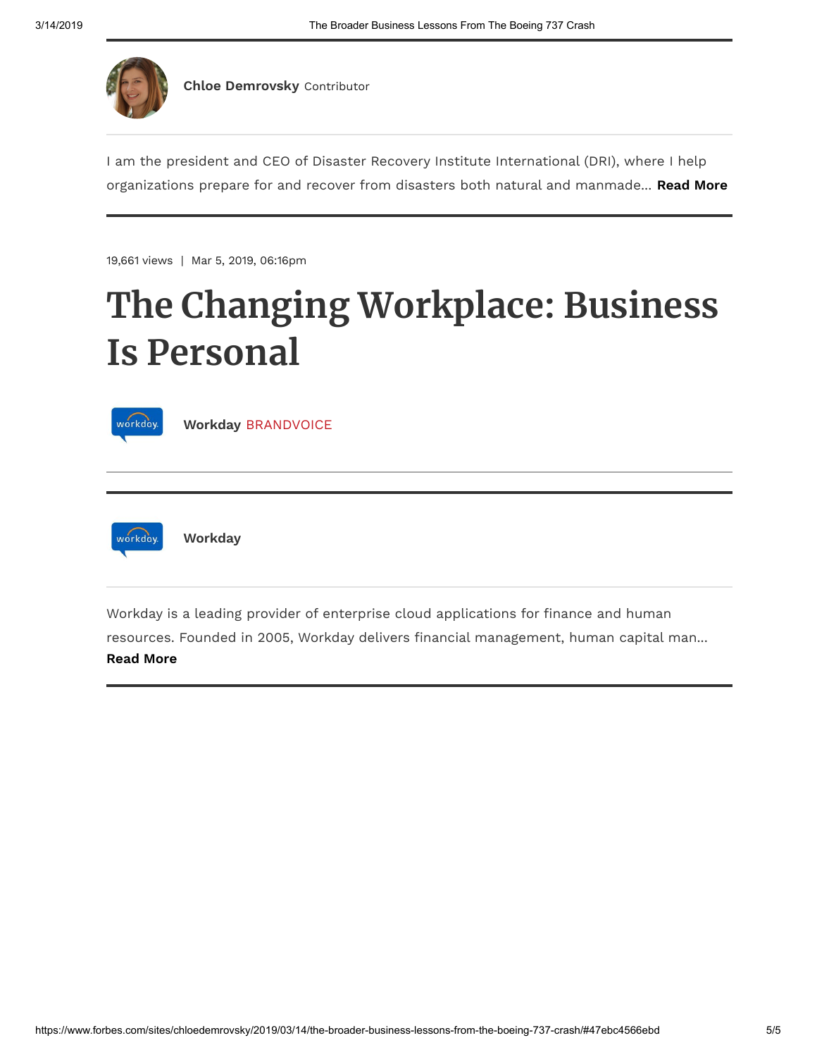**Chloe Demrovsky** Contributor

I am the president and CEO of Disaster Recovery Institute International (DRI), where I help organizations prepare for and recover from disasters both natural and manmade... **Read More**

19,661 views | Mar 5, 2019, 06:16pm

# The Changing Workplace: Business Is Personal

**Workday** BRANDVOICE

**Workday**

Workday is a leading provider of enterprise cloud applications for finance and human resources. Founded in 2005, Workday delivers financial management, human capital man... **Read More**